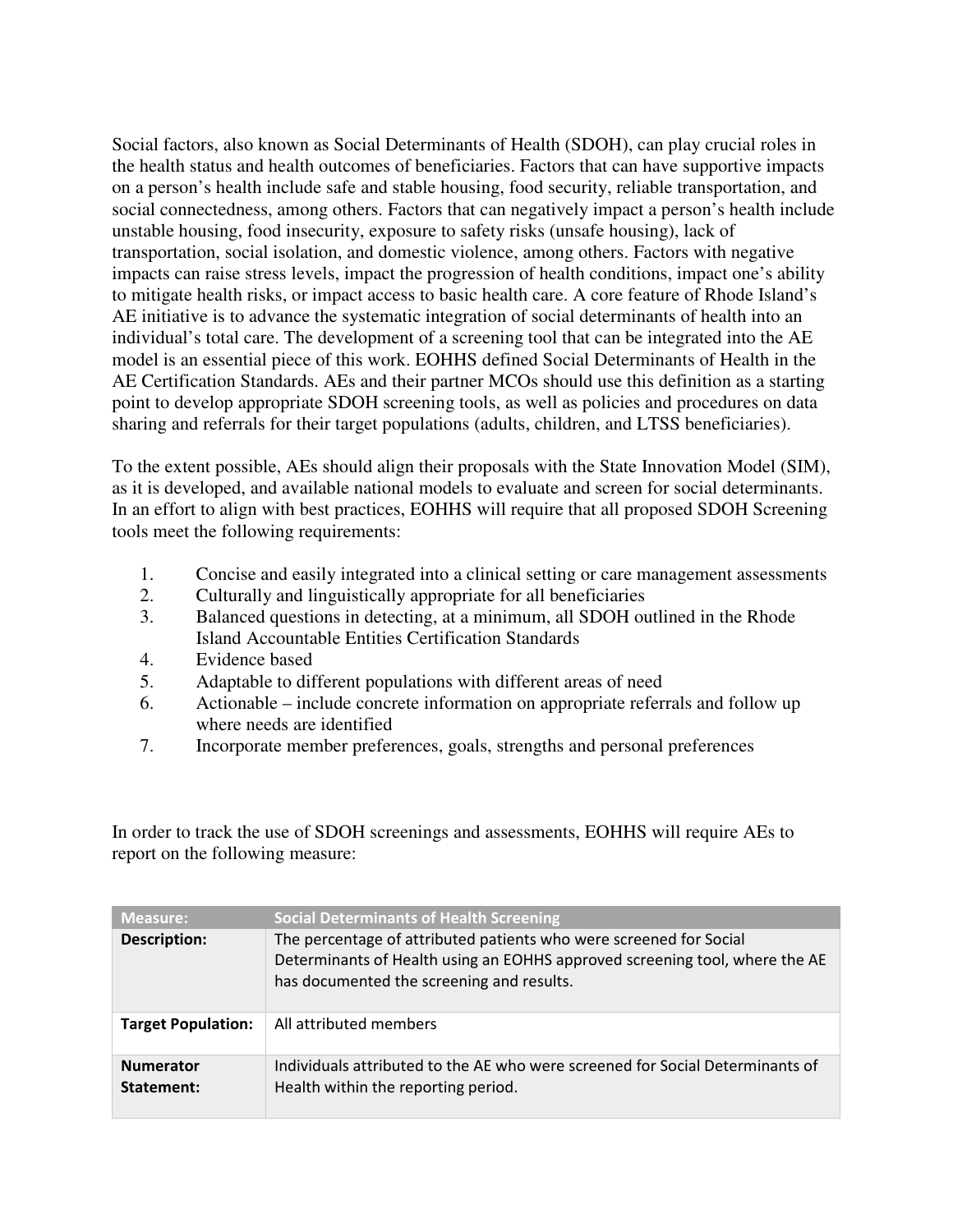Social factors, also known as Social Determinants of Health (SDOH), can play crucial roles in the health status and health outcomes of beneficiaries. Factors that can have supportive impacts on a person's health include safe and stable housing, food security, reliable transportation, and social connectedness, among others. Factors that can negatively impact a person's health include unstable housing, food insecurity, exposure to safety risks (unsafe housing), lack of transportation, social isolation, and domestic violence, among others. Factors with negative impacts can raise stress levels, impact the progression of health conditions, impact one's ability to mitigate health risks, or impact access to basic health care. A core feature of Rhode Island's AE initiative is to advance the systematic integration of social determinants of health into an individual's total care. The development of a screening tool that can be integrated into the AE model is an essential piece of this work. EOHHS defined Social Determinants of Health in the AE Certification Standards. AEs and their partner MCOs should use this definition as a starting point to develop appropriate SDOH screening tools, as well as policies and procedures on data sharing and referrals for their target populations (adults, children, and LTSS beneficiaries).

To the extent possible, AEs should align their proposals with the State Innovation Model (SIM), as it is developed, and available national models to evaluate and screen for social determinants. In an effort to align with best practices, EOHHS will require that all proposed SDOH Screening tools meet the following requirements:

1. Concise and easily integrated into a clinical setting or care management assessments
2. Culturally and linguistically appropriate for all beneficiaries
3. Balanced questions in detecting, at a minimum, all SDOH outlined in the Rhode Island Accountable Entities Certification Standards
4. Evidence based
5. Adaptable to different populations with different areas of need
6. Actionable – include concrete information on appropriate referrals and follow up where needs are identified
7. Incorporate member preferences, goals, strengths and personal preferences

In order to track the use of SDOH screenings and assessments, EOHHS will require AEs to report on the following measure:

| Measure: | Social Determinants of Health Screening |
|---|---|
| **Description:** | The percentage of attributed patients who were screened for Social Determinants of Health using an EOHHS approved screening tool, where the AE has documented the screening and results. |
| **Target Population:** | All attributed members |
| **Numerator Statement:** | Individuals attributed to the AE who were screened for Social Determinants of Health within the reporting period. |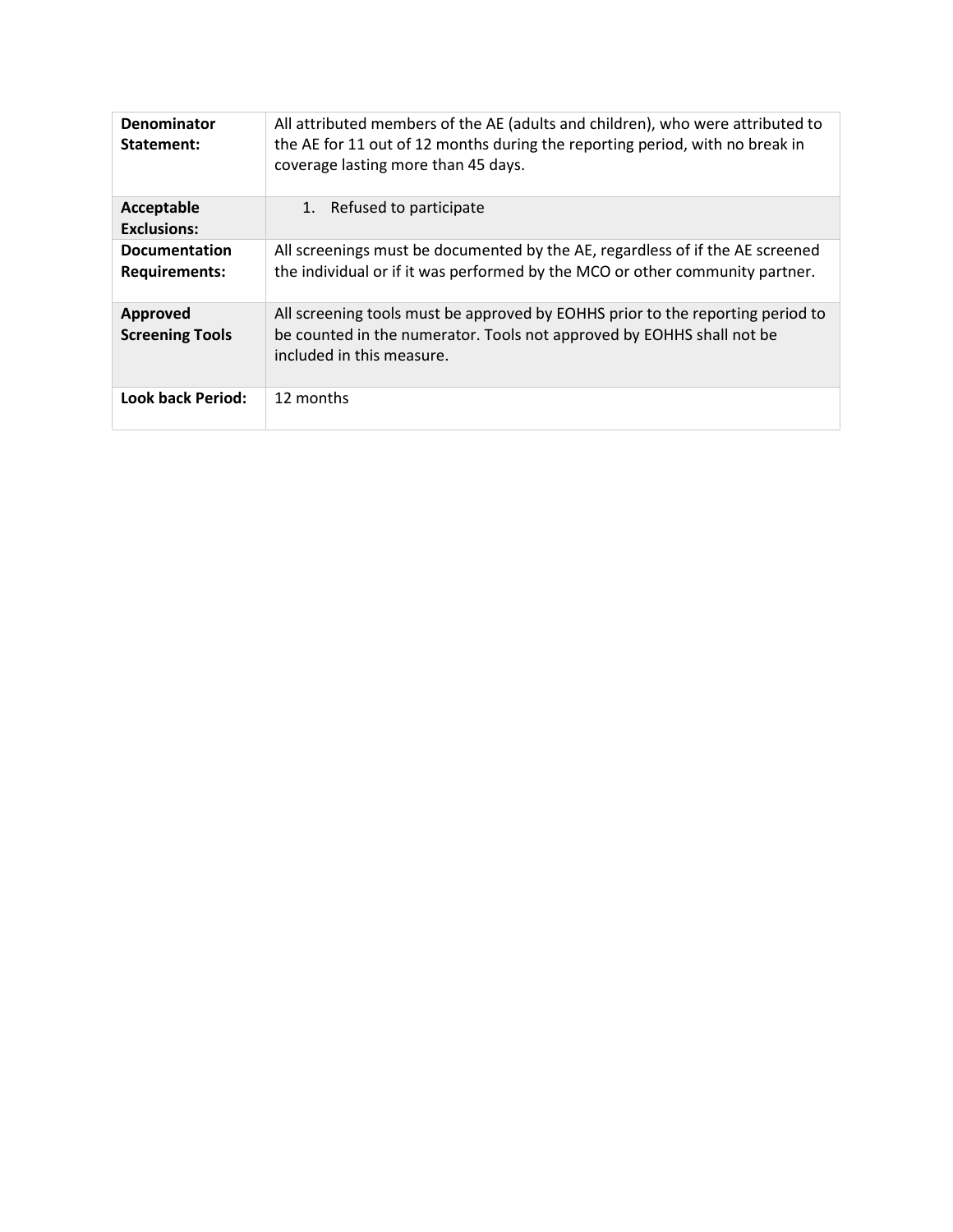| | |
|---|---|
| **Denominator Statement:** | All attributed members of the AE (adults and children), who were attributed to the AE for 11 out of 12 months during the reporting period, with no break in coverage lasting more than 45 days. |
| **Acceptable Exclusions:** | 1. Refused to participate |
| **Documentation Requirements:** | All screenings must be documented by the AE, regardless of if the AE screened the individual or if it was performed by the MCO or other community partner. |
| **Approved Screening Tools** | All screening tools must be approved by EOHHS prior to the reporting period to be counted in the numerator. Tools not approved by EOHHS shall not be included in this measure. |
| **Look back Period:** | 12 months |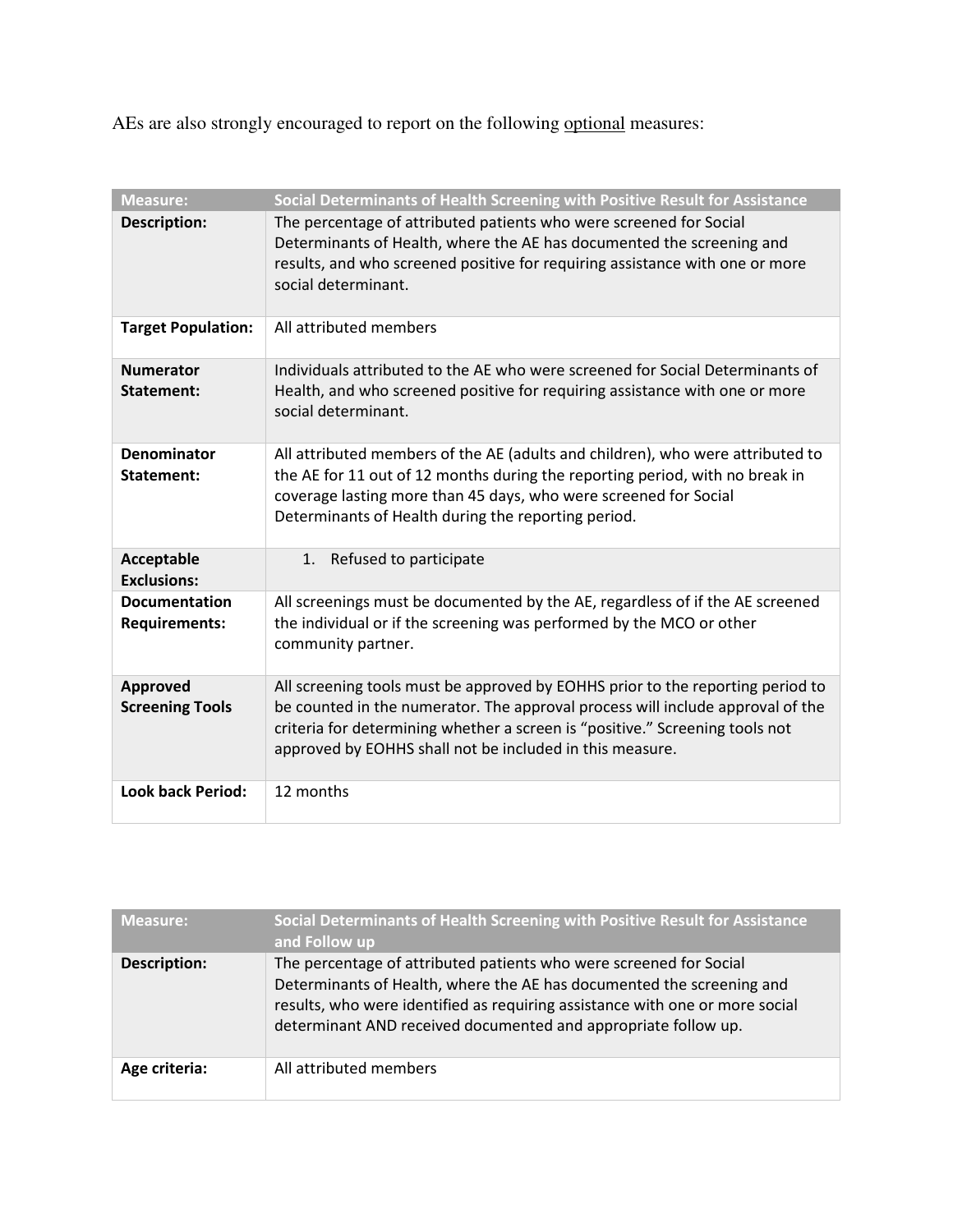AEs are also strongly encouraged to report on the following <u>optional</u> measures:

| Measure: | Social Determinants of Health Screening with Positive Result for Assistance |
| --- | --- |
| **Description:** | The percentage of attributed patients who were screened for Social Determinants of Health, where the AE has documented the screening and results, and who screened positive for requiring assistance with one or more social determinant. |
| **Target Population:** | All attributed members |
| **Numerator Statement:** | Individuals attributed to the AE who were screened for Social Determinants of Health, and who screened positive for requiring assistance with one or more social determinant. |
| **Denominator Statement:** | All attributed members of the AE (adults and children), who were attributed to the AE for 11 out of 12 months during the reporting period, with no break in coverage lasting more than 45 days, who were screened for Social Determinants of Health during the reporting period. |
| **Acceptable Exclusions:** | 1. Refused to participate |
| **Documentation Requirements:** | All screenings must be documented by the AE, regardless of if the AE screened the individual or if the screening was performed by the MCO or other community partner. |
| **Approved Screening Tools** | All screening tools must be approved by EOHHS prior to the reporting period to be counted in the numerator. The approval process will include approval of the criteria for determining whether a screen is "positive." Screening tools not approved by EOHHS shall not be included in this measure. |
| **Look back Period:** | 12 months |

| Measure: | Social Determinants of Health Screening with Positive Result for Assistance and Follow up |
| --- | --- |
| **Description:** | The percentage of attributed patients who were screened for Social Determinants of Health, where the AE has documented the screening and results, who were identified as requiring assistance with one or more social determinant AND received documented and appropriate follow up. |
| **Age criteria:** | All attributed members |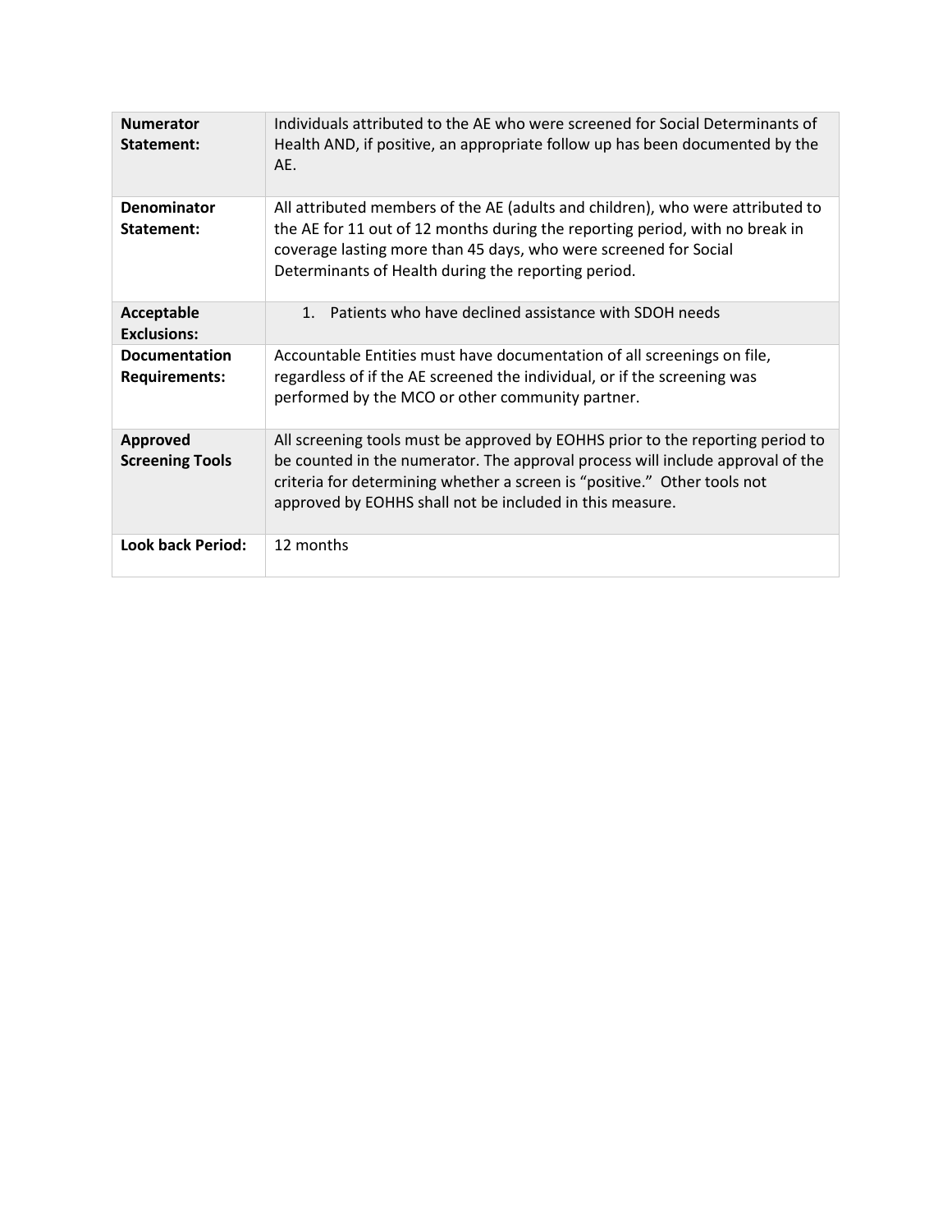| | |
|---|---|
| **Numerator Statement:** | Individuals attributed to the AE who were screened for Social Determinants of Health AND, if positive, an appropriate follow up has been documented by the AE. |
| **Denominator Statement:** | All attributed members of the AE (adults and children), who were attributed to the AE for 11 out of 12 months during the reporting period, with no break in coverage lasting more than 45 days, who were screened for Social Determinants of Health during the reporting period. |
| **Acceptable Exclusions:** | 1. Patients who have declined assistance with SDOH needs |
| **Documentation Requirements:** | Accountable Entities must have documentation of all screenings on file, regardless of if the AE screened the individual, or if the screening was performed by the MCO or other community partner. |
| **Approved Screening Tools** | All screening tools must be approved by EOHHS prior to the reporting period to be counted in the numerator. The approval process will include approval of the criteria for determining whether a screen is "positive." Other tools not approved by EOHHS shall not be included in this measure. |
| **Look back Period:** | 12 months |